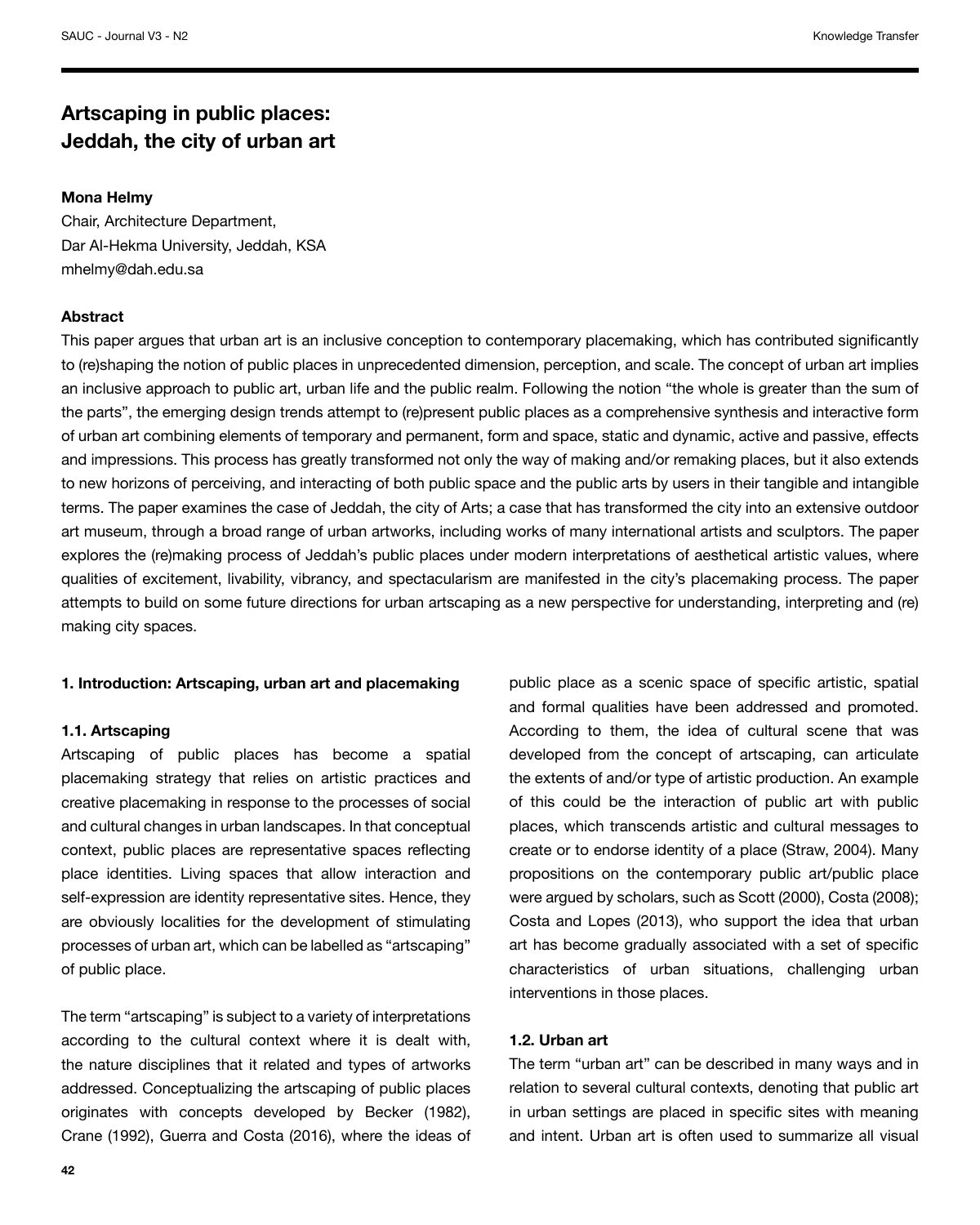# Artscaping in public places: Jeddah, the city of urban art

**Mona Helmy**
Chair, Architecture Department,
Dar Al-Hekma University, Jeddah, KSA
mhelmy@dah.edu.sa

**Abstract**

This paper argues that urban art is an inclusive conception to contemporary placemaking, which has contributed significantly to (re)shaping the notion of public places in unprecedented dimension, perception, and scale. The concept of urban art implies an inclusive approach to public art, urban life and the public realm. Following the notion "the whole is greater than the sum of the parts", the emerging design trends attempt to (re)present public places as a comprehensive synthesis and interactive form of urban art combining elements of temporary and permanent, form and space, static and dynamic, active and passive, effects and impressions. This process has greatly transformed not only the way of making and/or remaking places, but it also extends to new horizons of perceiving, and interacting of both public space and the public arts by users in their tangible and intangible terms. The paper examines the case of Jeddah, the city of Arts; a case that has transformed the city into an extensive outdoor art museum, through a broad range of urban artworks, including works of many international artists and sculptors. The paper explores the (re)making process of Jeddah's public places under modern interpretations of aesthetical artistic values, where qualities of excitement, livability, vibrancy, and spectacularism are manifested in the city's placemaking process. The paper attempts to build on some future directions for urban artscaping as a new perspective for understanding, interpreting and (re) making city spaces.

## 1. Introduction: Artscaping, urban art and placemaking

### 1.1. Artscaping

Artscaping of public places has become a spatial placemaking strategy that relies on artistic practices and creative placemaking in response to the processes of social and cultural changes in urban landscapes. In that conceptual context, public places are representative spaces reflecting place identities. Living spaces that allow interaction and self-expression are identity representative sites. Hence, they are obviously localities for the development of stimulating processes of urban art, which can be labelled as "artscaping" of public place.

The term "artscaping" is subject to a variety of interpretations according to the cultural context where it is dealt with, the nature disciplines that it related and types of artworks addressed. Conceptualizing the artscaping of public places originates with concepts developed by Becker (1982), Crane (1992), Guerra and Costa (2016), where the ideas of public place as a scenic space of specific artistic, spatial and formal qualities have been addressed and promoted. According to them, the idea of cultural scene that was developed from the concept of artscaping, can articulate the extents of and/or type of artistic production. An example of this could be the interaction of public art with public places, which transcends artistic and cultural messages to create or to endorse identity of a place (Straw, 2004). Many propositions on the contemporary public art/public place were argued by scholars, such as Scott (2000), Costa (2008); Costa and Lopes (2013), who support the idea that urban art has become gradually associated with a set of specific characteristics of urban situations, challenging urban interventions in those places.

### 1.2. Urban art

The term "urban art" can be described in many ways and in relation to several cultural contexts, denoting that public art in urban settings are placed in specific sites with meaning and intent. Urban art is often used to summarize all visual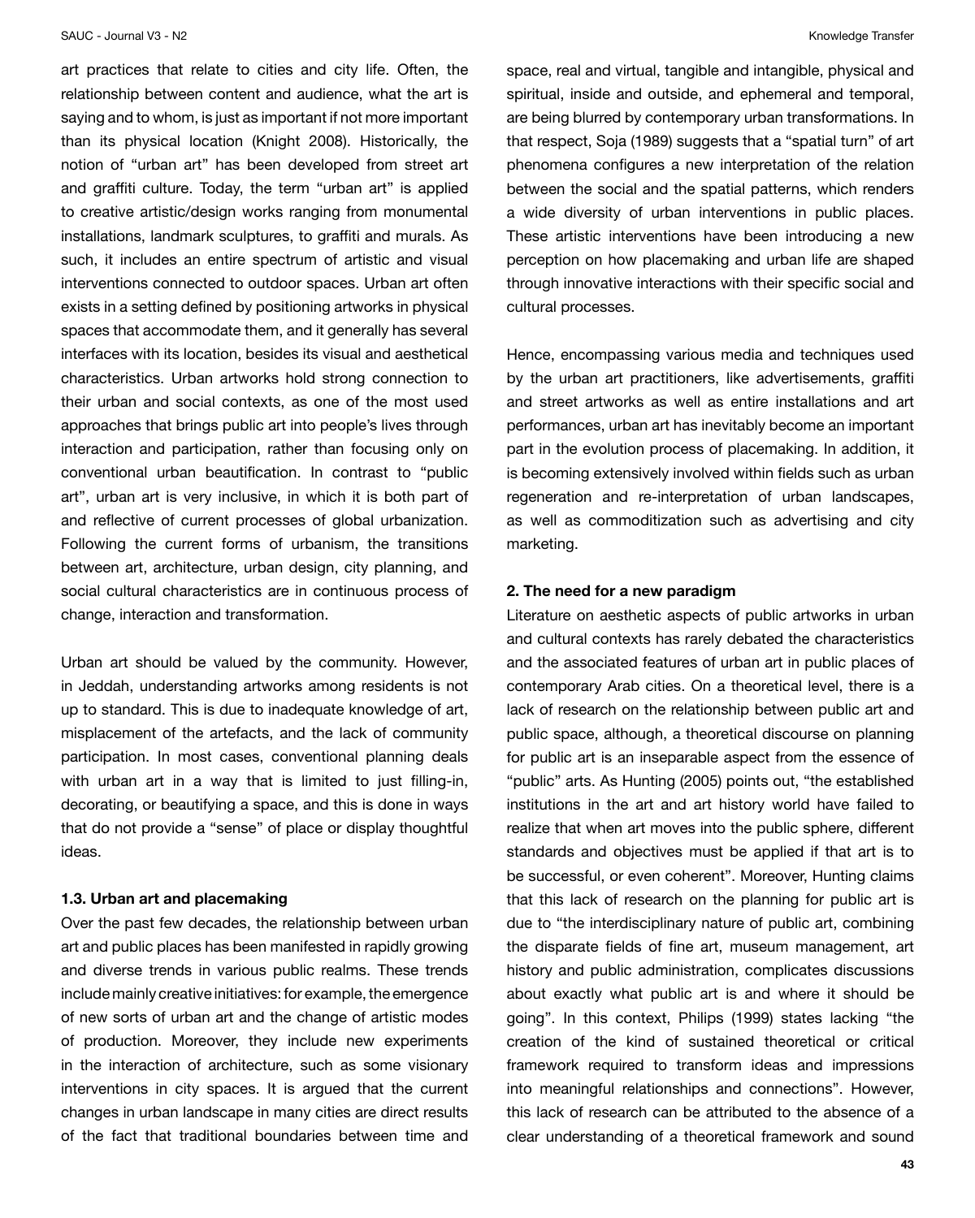art practices that relate to cities and city life. Often, the relationship between content and audience, what the art is saying and to whom, is just as important if not more important than its physical location (Knight 2008). Historically, the notion of "urban art" has been developed from street art and graffiti culture. Today, the term "urban art" is applied to creative artistic/design works ranging from monumental installations, landmark sculptures, to graffiti and murals. As such, it includes an entire spectrum of artistic and visual interventions connected to outdoor spaces. Urban art often exists in a setting defined by positioning artworks in physical spaces that accommodate them, and it generally has several interfaces with its location, besides its visual and aesthetical characteristics. Urban artworks hold strong connection to their urban and social contexts, as one of the most used approaches that brings public art into people's lives through interaction and participation, rather than focusing only on conventional urban beautification. In contrast to "public art", urban art is very inclusive, in which it is both part of and reflective of current processes of global urbanization. Following the current forms of urbanism, the transitions between art, architecture, urban design, city planning, and social cultural characteristics are in continuous process of change, interaction and transformation.

Urban art should be valued by the community. However, in Jeddah, understanding artworks among residents is not up to standard. This is due to inadequate knowledge of art, misplacement of the artefacts, and the lack of community participation. In most cases, conventional planning deals with urban art in a way that is limited to just filling-in, decorating, or beautifying a space, and this is done in ways that do not provide a "sense" of place or display thoughtful ideas.

### 1.3. Urban art and placemaking

Over the past few decades, the relationship between urban art and public places has been manifested in rapidly growing and diverse trends in various public realms. These trends include mainly creative initiatives: for example, the emergence of new sorts of urban art and the change of artistic modes of production. Moreover, they include new experiments in the interaction of architecture, such as some visionary interventions in city spaces. It is argued that the current changes in urban landscape in many cities are direct results of the fact that traditional boundaries between time and space, real and virtual, tangible and intangible, physical and spiritual, inside and outside, and ephemeral and temporal, are being blurred by contemporary urban transformations. In that respect, Soja (1989) suggests that a "spatial turn" of art phenomena configures a new interpretation of the relation between the social and the spatial patterns, which renders a wide diversity of urban interventions in public places. These artistic interventions have been introducing a new perception on how placemaking and urban life are shaped through innovative interactions with their specific social and cultural processes.

Hence, encompassing various media and techniques used by the urban art practitioners, like advertisements, graffiti and street artworks as well as entire installations and art performances, urban art has inevitably become an important part in the evolution process of placemaking. In addition, it is becoming extensively involved within fields such as urban regeneration and re-interpretation of urban landscapes, as well as commoditization such as advertising and city marketing.

## 2. The need for a new paradigm

Literature on aesthetic aspects of public artworks in urban and cultural contexts has rarely debated the characteristics and the associated features of urban art in public places of contemporary Arab cities. On a theoretical level, there is a lack of research on the relationship between public art and public space, although, a theoretical discourse on planning for public art is an inseparable aspect from the essence of "public" arts. As Hunting (2005) points out, "the established institutions in the art and art history world have failed to realize that when art moves into the public sphere, different standards and objectives must be applied if that art is to be successful, or even coherent". Moreover, Hunting claims that this lack of research on the planning for public art is due to "the interdisciplinary nature of public art, combining the disparate fields of fine art, museum management, art history and public administration, complicates discussions about exactly what public art is and where it should be going". In this context, Philips (1999) states lacking "the creation of the kind of sustained theoretical or critical framework required to transform ideas and impressions into meaningful relationships and connections". However, this lack of research can be attributed to the absence of a clear understanding of a theoretical framework and sound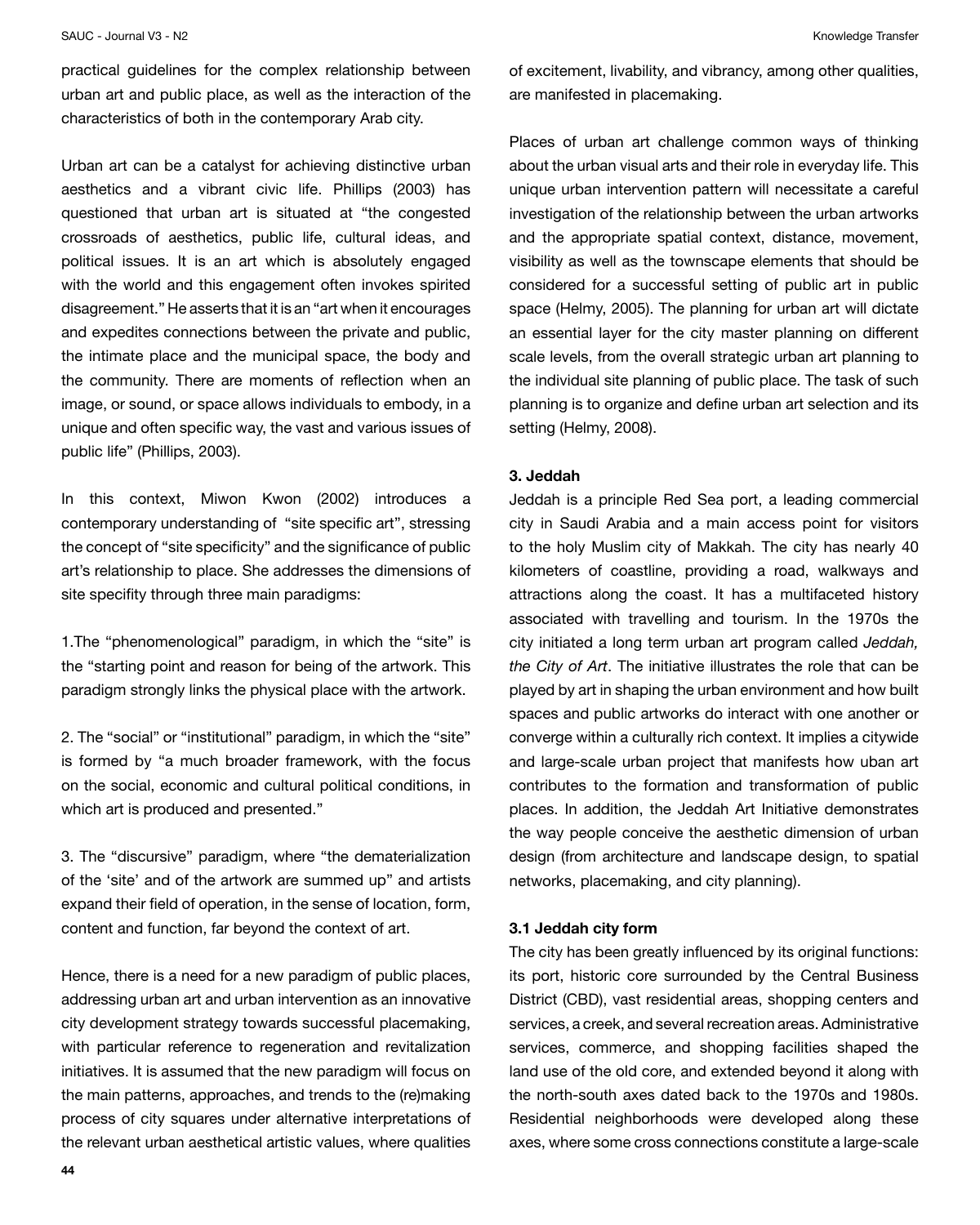practical guidelines for the complex relationship between urban art and public place, as well as the interaction of the characteristics of both in the contemporary Arab city.

Urban art can be a catalyst for achieving distinctive urban aesthetics and a vibrant civic life. Phillips (2003) has questioned that urban art is situated at "the congested crossroads of aesthetics, public life, cultural ideas, and political issues. It is an art which is absolutely engaged with the world and this engagement often invokes spirited disagreement." He asserts that it is an "art when it encourages and expedites connections between the private and public, the intimate place and the municipal space, the body and the community. There are moments of reflection when an image, or sound, or space allows individuals to embody, in a unique and often specific way, the vast and various issues of public life" (Phillips, 2003).

In this context, Miwon Kwon (2002) introduces a contemporary understanding of "site specific art", stressing the concept of "site specificity" and the significance of public art's relationship to place. She addresses the dimensions of site specifity through three main paradigms:

1.The "phenomenological" paradigm, in which the "site" is the "starting point and reason for being of the artwork. This paradigm strongly links the physical place with the artwork.

2. The "social" or "institutional" paradigm, in which the "site" is formed by "a much broader framework, with the focus on the social, economic and cultural political conditions, in which art is produced and presented."

3. The "discursive" paradigm, where "the dematerialization of the 'site' and of the artwork are summed up" and artists expand their field of operation, in the sense of location, form, content and function, far beyond the context of art.

Hence, there is a need for a new paradigm of public places, addressing urban art and urban intervention as an innovative city development strategy towards successful placemaking, with particular reference to regeneration and revitalization initiatives. It is assumed that the new paradigm will focus on the main patterns, approaches, and trends to the (re)making process of city squares under alternative interpretations of the relevant urban aesthetical artistic values, where qualities of excitement, livability, and vibrancy, among other qualities, are manifested in placemaking.

Places of urban art challenge common ways of thinking about the urban visual arts and their role in everyday life. This unique urban intervention pattern will necessitate a careful investigation of the relationship between the urban artworks and the appropriate spatial context, distance, movement, visibility as well as the townscape elements that should be considered for a successful setting of public art in public space (Helmy, 2005). The planning for urban art will dictate an essential layer for the city master planning on different scale levels, from the overall strategic urban art planning to the individual site planning of public place. The task of such planning is to organize and define urban art selection and its setting (Helmy, 2008).

### 3. Jeddah

Jeddah is a principle Red Sea port, a leading commercial city in Saudi Arabia and a main access point for visitors to the holy Muslim city of Makkah. The city has nearly 40 kilometers of coastline, providing a road, walkways and attractions along the coast. It has a multifaceted history associated with travelling and tourism. In the 1970s the city initiated a long term urban art program called *Jeddah, the City of Art*. The initiative illustrates the role that can be played by art in shaping the urban environment and how built spaces and public artworks do interact with one another or converge within a culturally rich context. It implies a citywide and large-scale urban project that manifests how uban art contributes to the formation and transformation of public places. In addition, the Jeddah Art Initiative demonstrates the way people conceive the aesthetic dimension of urban design (from architecture and landscape design, to spatial networks, placemaking, and city planning).

#### 3.1 Jeddah city form

The city has been greatly influenced by its original functions: its port, historic core surrounded by the Central Business District (CBD), vast residential areas, shopping centers and services, a creek, and several recreation areas. Administrative services, commerce, and shopping facilities shaped the land use of the old core, and extended beyond it along with the north-south axes dated back to the 1970s and 1980s. Residential neighborhoods were developed along these axes, where some cross connections constitute a large-scale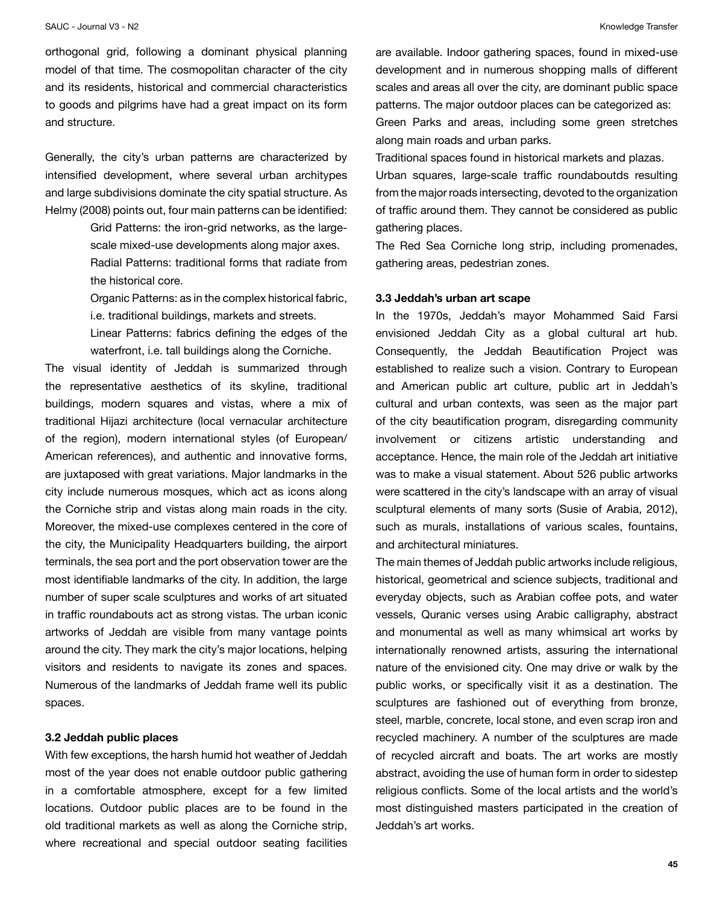orthogonal grid, following a dominant physical planning model of that time. The cosmopolitan character of the city and its residents, historical and commercial characteristics to goods and pilgrims have had a great impact on its form and structure.

Generally, the city's urban patterns are characterized by intensified development, where several urban architypes and large subdivisions dominate the city spatial structure. As Helmy (2008) points out, four main patterns can be identified:

> Grid Patterns: the iron-grid networks, as the large-scale mixed-use developments along major axes.
>
> Radial Patterns: traditional forms that radiate from the historical core.
>
> Organic Patterns: as in the complex historical fabric, i.e. traditional buildings, markets and streets.
>
> Linear Patterns: fabrics defining the edges of the waterfront, i.e. tall buildings along the Corniche.

The visual identity of Jeddah is summarized through the representative aesthetics of its skyline, traditional buildings, modern squares and vistas, where a mix of traditional Hijazi architecture (local vernacular architecture of the region), modern international styles (of European/American references), and authentic and innovative forms, are juxtaposed with great variations. Major landmarks in the city include numerous mosques, which act as icons along the Corniche strip and vistas along main roads in the city. Moreover, the mixed-use complexes centered in the core of the city, the Municipality Headquarters building, the airport terminals, the sea port and the port observation tower are the most identifiable landmarks of the city. In addition, the large number of super scale sculptures and works of art situated in traffic roundabouts act as strong vistas. The urban iconic artworks of Jeddah are visible from many vantage points around the city. They mark the city's major locations, helping visitors and residents to navigate its zones and spaces. Numerous of the landmarks of Jeddah frame well its public spaces.

### 3.2 Jeddah public places

With few exceptions, the harsh humid hot weather of Jeddah most of the year does not enable outdoor public gathering in a comfortable atmosphere, except for a few limited locations. Outdoor public places are to be found in the old traditional markets as well as along the Corniche strip, where recreational and special outdoor seating facilities are available. Indoor gathering spaces, found in mixed-use development and in numerous shopping malls of different scales and areas all over the city, are dominant public space patterns. The major outdoor places can be categorized as:

Green Parks and areas, including some green stretches along main roads and urban parks.

Traditional spaces found in historical markets and plazas.

Urban squares, large-scale traffic roundaboutds resulting from the major roads intersecting, devoted to the organization of traffic around them. They cannot be considered as public gathering places.

The Red Sea Corniche long strip, including promenades, gathering areas, pedestrian zones.

### 3.3 Jeddah's urban art scape

In the 1970s, Jeddah's mayor Mohammed Said Farsi envisioned Jeddah City as a global cultural art hub. Consequently, the Jeddah Beautification Project was established to realize such a vision. Contrary to European and American public art culture, public art in Jeddah's cultural and urban contexts, was seen as the major part of the city beautification program, disregarding community involvement or citizens artistic understanding and acceptance. Hence, the main role of the Jeddah art initiative was to make a visual statement. About 526 public artworks were scattered in the city's landscape with an array of visual sculptural elements of many sorts (Susie of Arabia, 2012), such as murals, installations of various scales, fountains, and architectural miniatures.

The main themes of Jeddah public artworks include religious, historical, geometrical and science subjects, traditional and everyday objects, such as Arabian coffee pots, and water vessels, Quranic verses using Arabic calligraphy, abstract and monumental as well as many whimsical art works by internationally renowned artists, assuring the international nature of the envisioned city. One may drive or walk by the public works, or specifically visit it as a destination. The sculptures are fashioned out of everything from bronze, steel, marble, concrete, local stone, and even scrap iron and recycled machinery. A number of the sculptures are made of recycled aircraft and boats. The art works are mostly abstract, avoiding the use of human form in order to sidestep religious conflicts. Some of the local artists and the world's most distinguished masters participated in the creation of Jeddah's art works.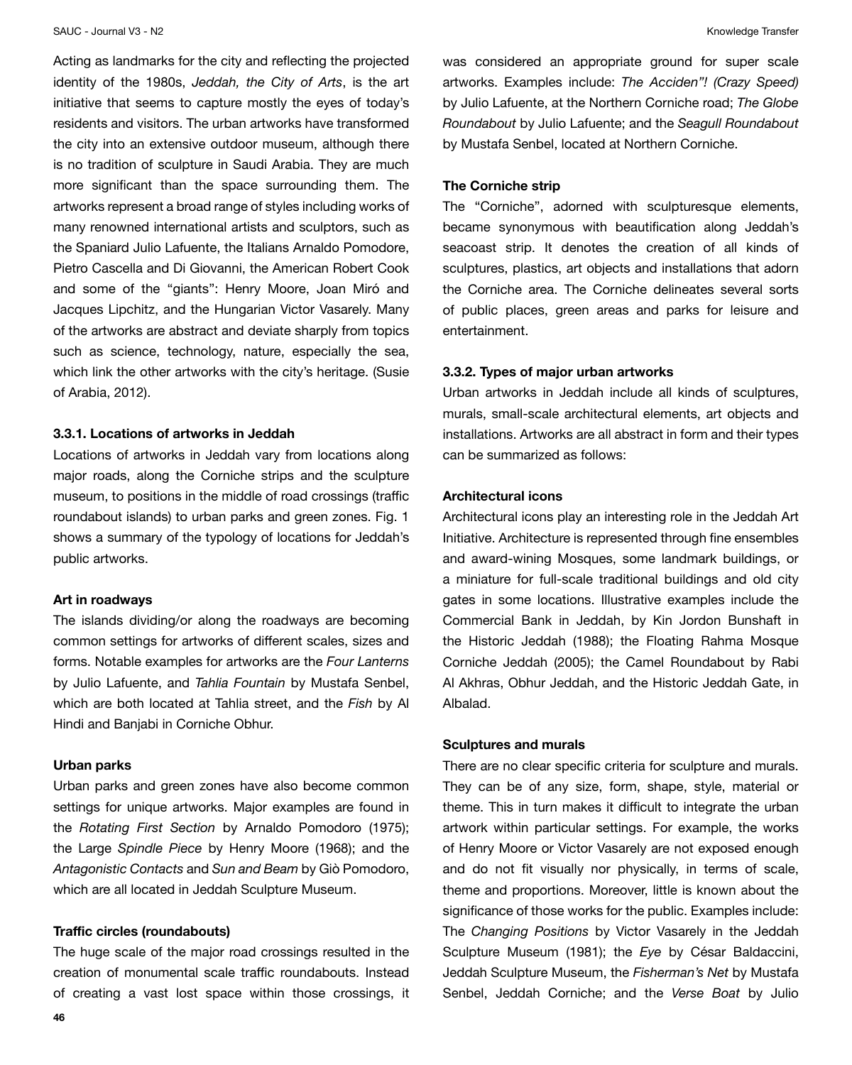Acting as landmarks for the city and reflecting the projected identity of the 1980s, *Jeddah, the City of Arts*, is the art initiative that seems to capture mostly the eyes of today's residents and visitors. The urban artworks have transformed the city into an extensive outdoor museum, although there is no tradition of sculpture in Saudi Arabia. They are much more significant than the space surrounding them. The artworks represent a broad range of styles including works of many renowned international artists and sculptors, such as the Spaniard Julio Lafuente, the Italians Arnaldo Pomodore, Pietro Cascella and Di Giovanni, the American Robert Cook and some of the "giants": Henry Moore, Joan Miró and Jacques Lipchitz, and the Hungarian Victor Vasarely. Many of the artworks are abstract and deviate sharply from topics such as science, technology, nature, especially the sea, which link the other artworks with the city's heritage. (Susie of Arabia, 2012).

### 3.3.1. Locations of artworks in Jeddah

Locations of artworks in Jeddah vary from locations along major roads, along the Corniche strips and the sculpture museum, to positions in the middle of road crossings (traffic roundabout islands) to urban parks and green zones. Fig. 1 shows a summary of the typology of locations for Jeddah's public artworks.

**Art in roadways**

The islands dividing/or along the roadways are becoming common settings for artworks of different scales, sizes and forms. Notable examples for artworks are the *Four Lanterns* by Julio Lafuente, and *Tahlia Fountain* by Mustafa Senbel, which are both located at Tahlia street, and the *Fish* by Al Hindi and Banjabi in Corniche Obhur.

**Urban parks**

Urban parks and green zones have also become common settings for unique artworks. Major examples are found in the *Rotating First Section* by Arnaldo Pomodoro (1975); the Large *Spindle Piece* by Henry Moore (1968); and the *Antagonistic Contacts* and *Sun and Beam* by Giò Pomodoro, which are all located in Jeddah Sculpture Museum.

**Traffic circles (roundabouts)**

The huge scale of the major road crossings resulted in the creation of monumental scale traffic roundabouts. Instead of creating a vast lost space within those crossings, it was considered an appropriate ground for super scale artworks. Examples include: *The Acciden"! (Crazy Speed)* by Julio Lafuente, at the Northern Corniche road; *The Globe Roundabout* by Julio Lafuente; and the *Seagull Roundabout* by Mustafa Senbel, located at Northern Corniche.

**The Corniche strip**

The "Corniche", adorned with sculpturesque elements, became synonymous with beautification along Jeddah's seacoast strip. It denotes the creation of all kinds of sculptures, plastics, art objects and installations that adorn the Corniche area. The Corniche delineates several sorts of public places, green areas and parks for leisure and entertainment.

### 3.3.2. Types of major urban artworks

Urban artworks in Jeddah include all kinds of sculptures, murals, small-scale architectural elements, art objects and installations. Artworks are all abstract in form and their types can be summarized as follows:

**Architectural icons**

Architectural icons play an interesting role in the Jeddah Art Initiative. Architecture is represented through fine ensembles and award-wining Mosques, some landmark buildings, or a miniature for full-scale traditional buildings and old city gates in some locations. Illustrative examples include the Commercial Bank in Jeddah, by Kin Jordon Bunshaft in the Historic Jeddah (1988); the Floating Rahma Mosque Corniche Jeddah (2005); the Camel Roundabout by Rabi Al Akhras, Obhur Jeddah, and the Historic Jeddah Gate, in Albalad.

**Sculptures and murals**

There are no clear specific criteria for sculpture and murals. They can be of any size, form, shape, style, material or theme. This in turn makes it difficult to integrate the urban artwork within particular settings. For example, the works of Henry Moore or Victor Vasarely are not exposed enough and do not fit visually nor physically, in terms of scale, theme and proportions. Moreover, little is known about the significance of those works for the public. Examples include: The *Changing Positions* by Victor Vasarely in the Jeddah Sculpture Museum (1981); the *Eye* by César Baldaccini, Jeddah Sculpture Museum, the *Fisherman's Net* by Mustafa Senbel, Jeddah Corniche; and the *Verse Boat* by Julio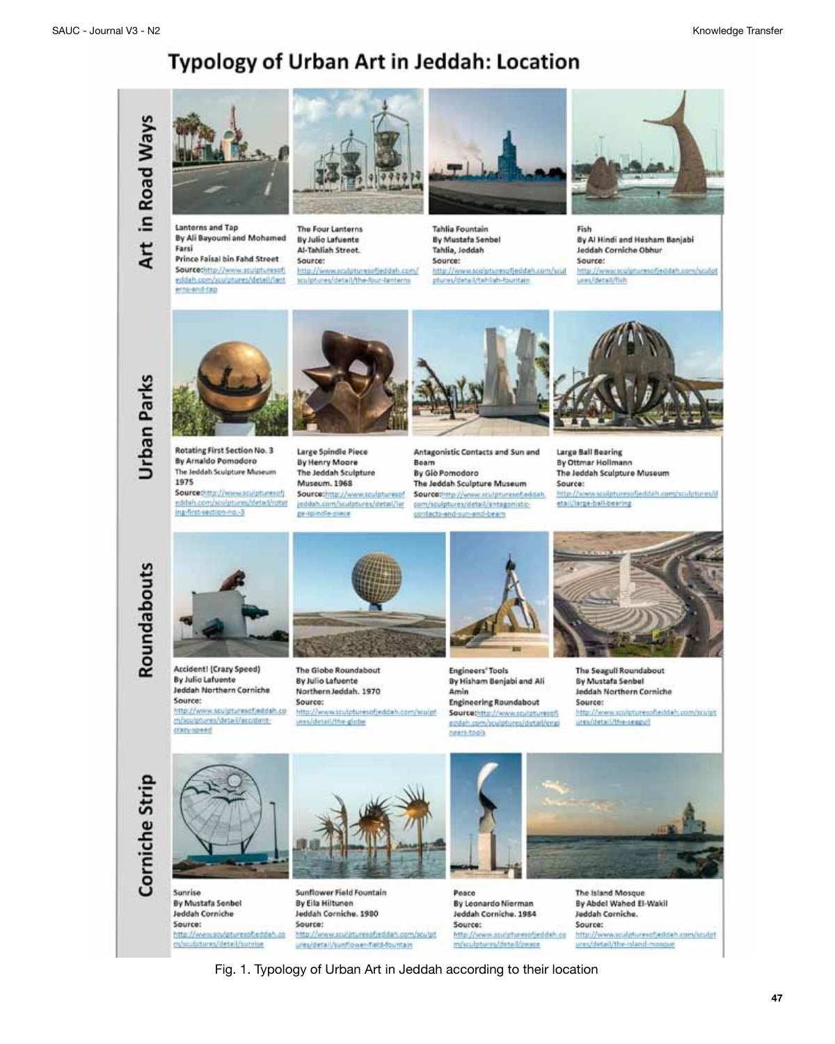# Typology of Urban Art in Jeddah: Location

## Art in Road Ways

**Lanterns and Tap**
By Ali Bayoumi and Mohamed Farsi
Prince Faisal bin Fahd Street
Source: http://www.sculpturesofjeddah.com/sculptures/detail/lanterns-and-tap

**The Four Lanterns**
By Julio Lafuente
Al-Tahliah Street.
Source: http://www.sculpturesofjeddah.com/sculptures/detail/the-four-lanterns

**Tahlia Fountain**
By Mustafa Senbel
Tahlia, Jeddah
Source: http://www.sculpturesofjeddah.com/sculptures/detail/tahliah-fountain

**Fish**
By Al Hindi and Hesham Banjabi
Jeddah Corniche Obhur
Source: http://www.sculpturesofjeddah.com/sculptures/detail/fish

## Urban Parks

**Rotating First Section No. 3**
By Arnaldo Pomodoro
The Jeddah Sculpture Museum
1975
Source: http://www.sculpturesofjeddah.com/sculptures/detail/rotating-first-section-no.-3

**Large Spindle Piece**
By Henry Moore
The Jeddah Sculpture Museum. 1968
Source: http://www.sculpturesofjeddah.com/sculptures/detail/large-spindle-piece

**Antagonistic Contacts and Sun and Beam**
By Giò Pomodoro
The Jeddah Sculpture Museum
Source: http://www.sculpturesofjeddah.com/sculptures/detail/antagonistic-contacts-and-sun-and-beam

**Large Ball Bearing**
By Ottmar Hollmann
The Jeddah Sculpture Museum
Source: http://www.sculpturesofjeddah.com/sculptures/detail/large-ball-bearing

## Roundabouts

**Accident! (Crazy Speed)**
By Julio Lafuente
Jeddah Northern Corniche
Source: http://www.sculpturesofjeddah.com/sculptures/detail/accident-crazy-speed

**The Globe Roundabout**
By Julio Lafuente
Northern Jeddah. 1970
Source: http://www.sculpturesofjeddah.com/sculptures/detail/the-globe

**Engineers' Tools**
By Hisham Benjabi and Ali Amin
Engineering Roundabout
Source: http://www.sculpturesofjeddah.com/sculptures/detail/engineers-tools

**The Seagull Roundabout**
By Mustafa Senbel
Jeddah Northern Corniche
Source: http://www.sculpturesofjeddah.com/sculptures/detail/the-seagull

## Corniche Strip

**Sunrise**
By Mustafa Senbel
Jeddah Corniche
Source: http://www.sculpturesofjeddah.com/sculptures/detail/sunrise

**Sunflower Field Fountain**
By Eila Hiltunen
Jeddah Corniche. 1980
Source: http://www.sculpturesofjeddah.com/sculptures/detail/sunflower-field-fountain

**Peace**
By Leonardo Nierman
Jeddah Corniche. 1984
Source: http://www.sculpturesofjeddah.com/sculptures/detail/peace

**The Island Mosque**
By Abdel Wahed El-Wakil
Jeddah Corniche.
Source: http://www.sculpturesofjeddah.com/sculptures/detail/the-island-mosque

Fig. 1. Typology of Urban Art in Jeddah according to their location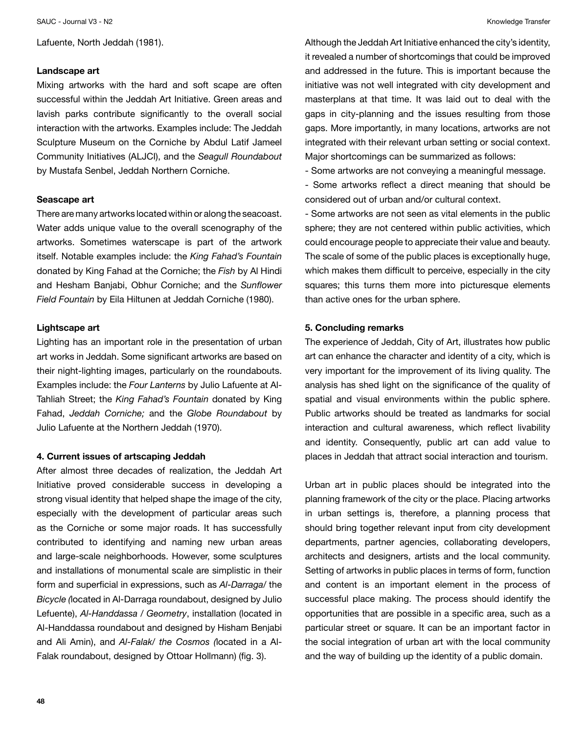Lafuente, North Jeddah (1981).

**Landscape art**

Mixing artworks with the hard and soft scape are often successful within the Jeddah Art Initiative. Green areas and lavish parks contribute significantly to the overall social interaction with the artworks. Examples include: The Jeddah Sculpture Museum on the Corniche by Abdul Latif Jameel Community Initiatives (ALJCI), and the *Seagull Roundabout* by Mustafa Senbel, Jeddah Northern Corniche.

**Seascape art**

There are many artworks located within or along the seacoast. Water adds unique value to the overall scenography of the artworks. Sometimes waterscape is part of the artwork itself. Notable examples include: the *King Fahad's Fountain* donated by King Fahad at the Corniche; the *Fish* by Al Hindi and Hesham Banjabi, Obhur Corniche; and the *Sunflower Field Fountain* by Eila Hiltunen at Jeddah Corniche (1980).

**Lightscape art**

Lighting has an important role in the presentation of urban art works in Jeddah. Some significant artworks are based on their night-lighting images, particularly on the roundabouts. Examples include: the *Four Lanterns* by Julio Lafuente at Al-Tahliah Street; the *King Fahad's Fountain* donated by King Fahad, *Jeddah Corniche;* and the *Globe Roundabout* by Julio Lafuente at the Northern Jeddah (1970).

**4. Current issues of artscaping Jeddah**

After almost three decades of realization, the Jeddah Art Initiative proved considerable success in developing a strong visual identity that helped shape the image of the city, especially with the development of particular areas such as the Corniche or some major roads. It has successfully contributed to identifying and naming new urban areas and large-scale neighborhoods. However, some sculptures and installations of monumental scale are simplistic in their form and superficial in expressions, such as *Al-Darraga/* the *Bicycle (*located in Al-Darraga roundabout, designed by Julio Lefuente), *Al-Handdassa / Geometry*, installation (located in Al-Handdassa roundabout and designed by Hisham Benjabi and Ali Amin), and *Al-Falak/ the Cosmos (*located in a Al-Falak roundabout, designed by Ottoar Hollmann) (fig. 3).

Although the Jeddah Art Initiative enhanced the city's identity, it revealed a number of shortcomings that could be improved and addressed in the future. This is important because the initiative was not well integrated with city development and masterplans at that time. It was laid out to deal with the gaps in city-planning and the issues resulting from those gaps. More importantly, in many locations, artworks are not integrated with their relevant urban setting or social context. Major shortcomings can be summarized as follows:

- Some artworks are not conveying a meaningful message.
- Some artworks reflect a direct meaning that should be considered out of urban and/or cultural context.
- Some artworks are not seen as vital elements in the public sphere; they are not centered within public activities, which could encourage people to appreciate their value and beauty. The scale of some of the public places is exceptionally huge, which makes them difficult to perceive, especially in the city squares; this turns them more into picturesque elements than active ones for the urban sphere.

**5. Concluding remarks**

The experience of Jeddah, City of Art, illustrates how public art can enhance the character and identity of a city, which is very important for the improvement of its living quality. The analysis has shed light on the significance of the quality of spatial and visual environments within the public sphere. Public artworks should be treated as landmarks for social interaction and cultural awareness, which reflect livability and identity. Consequently, public art can add value to places in Jeddah that attract social interaction and tourism.

Urban art in public places should be integrated into the planning framework of the city or the place. Placing artworks in urban settings is, therefore, a planning process that should bring together relevant input from city development departments, partner agencies, collaborating developers, architects and designers, artists and the local community. Setting of artworks in public places in terms of form, function and content is an important element in the process of successful place making. The process should identify the opportunities that are possible in a specific area, such as a particular street or square. It can be an important factor in the social integration of urban art with the local community and the way of building up the identity of a public domain.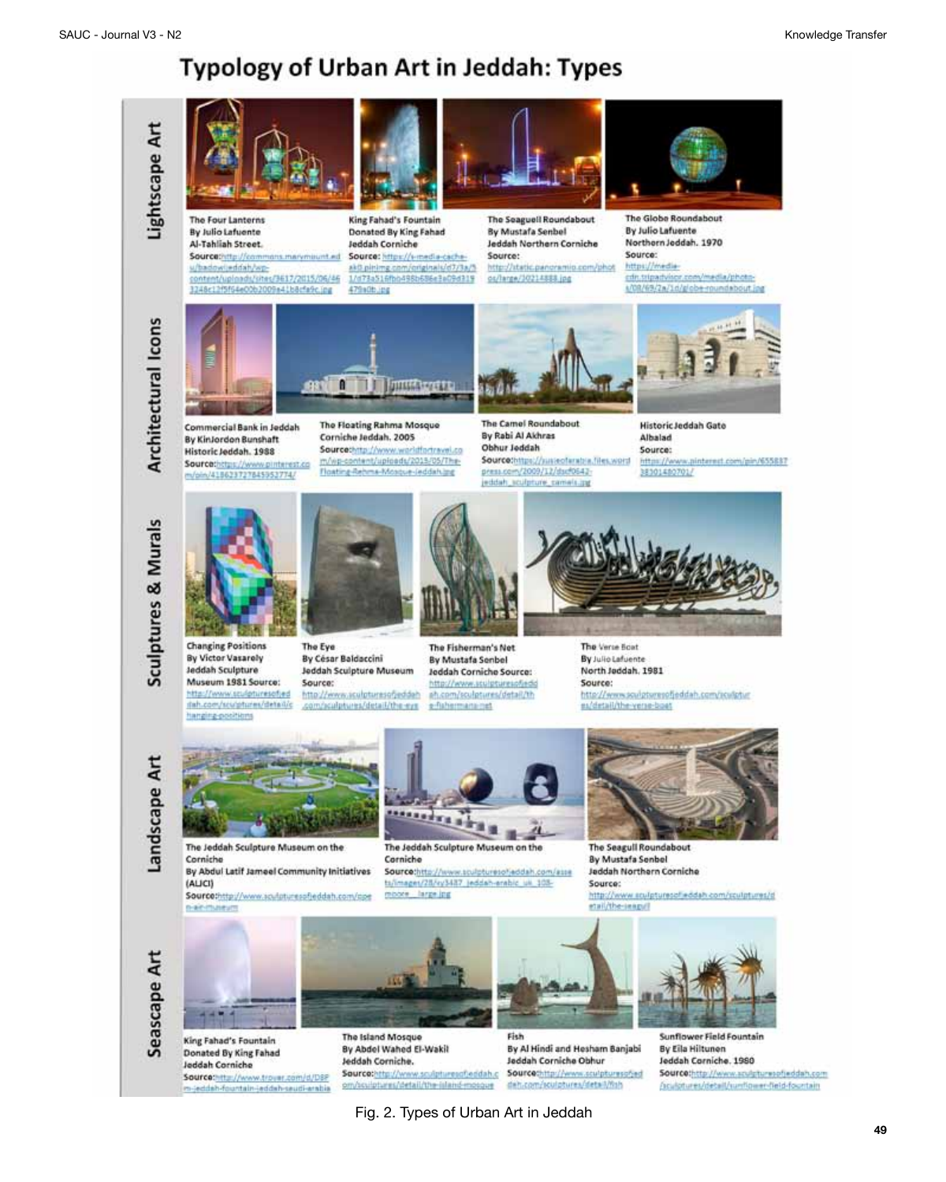# Typology of Urban Art in Jeddah: Types

**Lightscape Art**

The Four Lanterns
By Julio Lafuente
Al-Tahliah Street.
Source:http://commons.marymount.edu/badowijeddah/wp-content/uploads/sites/3617/2015/06/463248c12f5f64e00b2009a41b8cfa9c.jpg

King Fahad's Fountain
Donated By King Fahad
Jeddah Corniche
Source: https://s-media-cache-ak0.pinimg.com/originals/d7/3a/51/d73a516fbo498b686e3a09d319479a0b.jpg

The Seaguell Roundabout
By Mustafa Senbel
Jeddah Northern Corniche
Source:
http://static.panoramio.com/photos/large/30214888.jpg

The Globe Roundabout
By Julio Lafuente
Northern Jeddah. 1970
Source:
https://media-cdn.tripadvisor.com/media/photo-s/08/69/7a/1d/globe-roundabout.jpg

**Architectural Icons**

Commercial Bank in Jeddah
By KinJordon Bunshaft
Historic Jeddah. 1988
Source:https://www.pinterest.com/pin/418623727845952774/

The Floating Rahma Mosque
Corniche Jeddah. 2005
Source:http://www.worldfortravel.com/wp-content/uploads/2015/05/The-Floating-Rahma-Mosque-Jeddah.jpg

The Camel Roundabout
By Rabi Al Akhras
Obhur Jeddah
Source:https://susieofarabia.files.wordpress.com/2009/12/dscf0642-jeddah_sculpture_camels.jpg

Historic Jeddah Gate
Albalad
Source:
https://www.pinterest.com/pin/655837383014807​01/

**Sculptures & Murals**

Changing Positions
By Victor Vasarely
Jeddah Sculpture Museum 1981 Source:
http://www.sculpturesofjeddah.com/sculptures/detail/changing-positions

The Eye
By César Baldaccini
Jeddah Sculpture Museum
Source:
http://www.sculpturesofjeddah.com/sculptures/detail/the-eye

The Fisherman's Net
By Mustafa Senbel
Jeddah Corniche Source:
http://www.sculpturesofjeddah.com/sculptures/detail/the-fishermans-net

The Verse Boat
By Julio Lafuente
North Jeddah. 1981
Source:
http://www.sculpturesofjeddah.com/sculptures/detail/the-verse-boat

**Landscape Art**

The Jeddah Sculpture Museum on the Corniche
By Abdul Latif Jameel Community Initiatives (ALJCI)
Source:http://www.sculpturesofjeddah.com/open-air-museum

The Jeddah Sculpture Museum on the Corniche
Source:http://www.sculpturesofjeddah.com/assets/images/28/w3487_jeddah-arabic_uk_108-moore__large.jpg

The Seagull Roundabout
By Mustafa Senbel
Jeddah Northern Corniche
Source:
http://www.sculpturesofjeddah.com/sculptures/detail/the-seagull

**Seascape Art**

King Fahad's Fountain
Donated By King Fahad
Jeddah Corniche
Source:http://www.trover.com/d/DBPm-jeddah-fountain-jeddah-saudi-arabia

The Island Mosque
By Abdel Wahed El-Wakil
Jeddah Corniche.
Source:http://www.sculpturesofjeddah.com/sculptures/detail/the-island-mosque

Fish
By Al Hindi and Hesham Banjabi
Jeddah Corniche Obhur
Source:http://www.sculpturesofjeddah.com/sculptures/detail/fish

Sunflower Field Fountain
By Eila Hiltunen
Jeddah Corniche. 1980
Source:http://www.sculpturesofjeddah.com/sculptures/detail/sunflower-field-fountain

Fig. 2. Types of Urban Art in Jeddah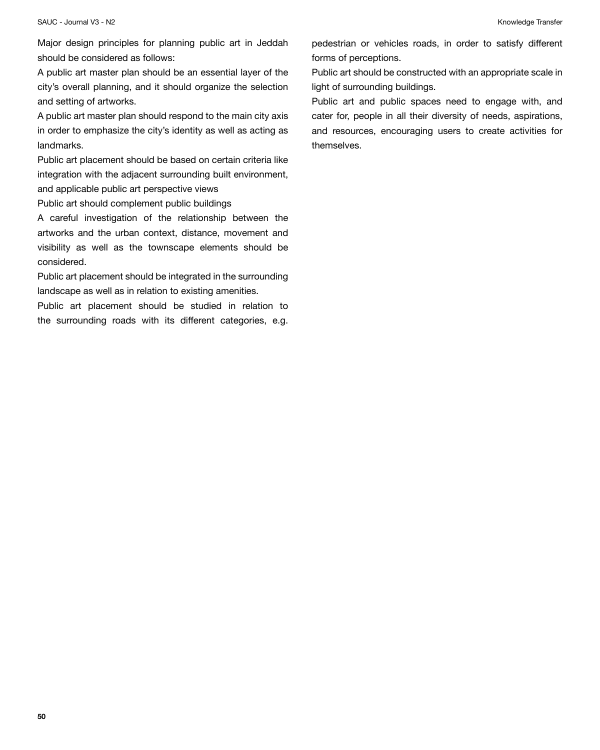Major design principles for planning public art in Jeddah should be considered as follows:

A public art master plan should be an essential layer of the city's overall planning, and it should organize the selection and setting of artworks.

A public art master plan should respond to the main city axis in order to emphasize the city's identity as well as acting as landmarks.

Public art placement should be based on certain criteria like integration with the adjacent surrounding built environment, and applicable public art perspective views

Public art should complement public buildings

A careful investigation of the relationship between the artworks and the urban context, distance, movement and visibility as well as the townscape elements should be considered.

Public art placement should be integrated in the surrounding landscape as well as in relation to existing amenities.

Public art placement should be studied in relation to the surrounding roads with its different categories, e.g. pedestrian or vehicles roads, in order to satisfy different forms of perceptions.

Public art should be constructed with an appropriate scale in light of surrounding buildings.

Public art and public spaces need to engage with, and cater for, people in all their diversity of needs, aspirations, and resources, encouraging users to create activities for themselves.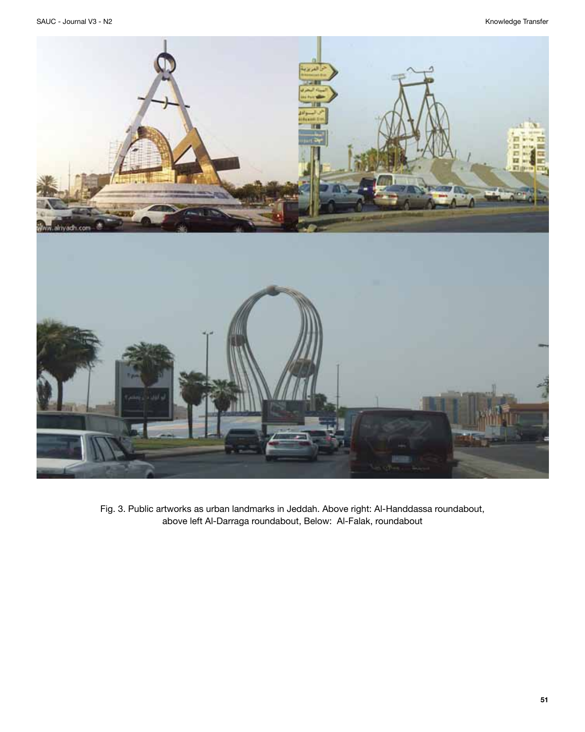Fig. 3. Public artworks as urban landmarks in Jeddah. Above right: Al-Handdassa roundabout, above left Al-Darraga roundabout, Below: Al-Falak, roundabout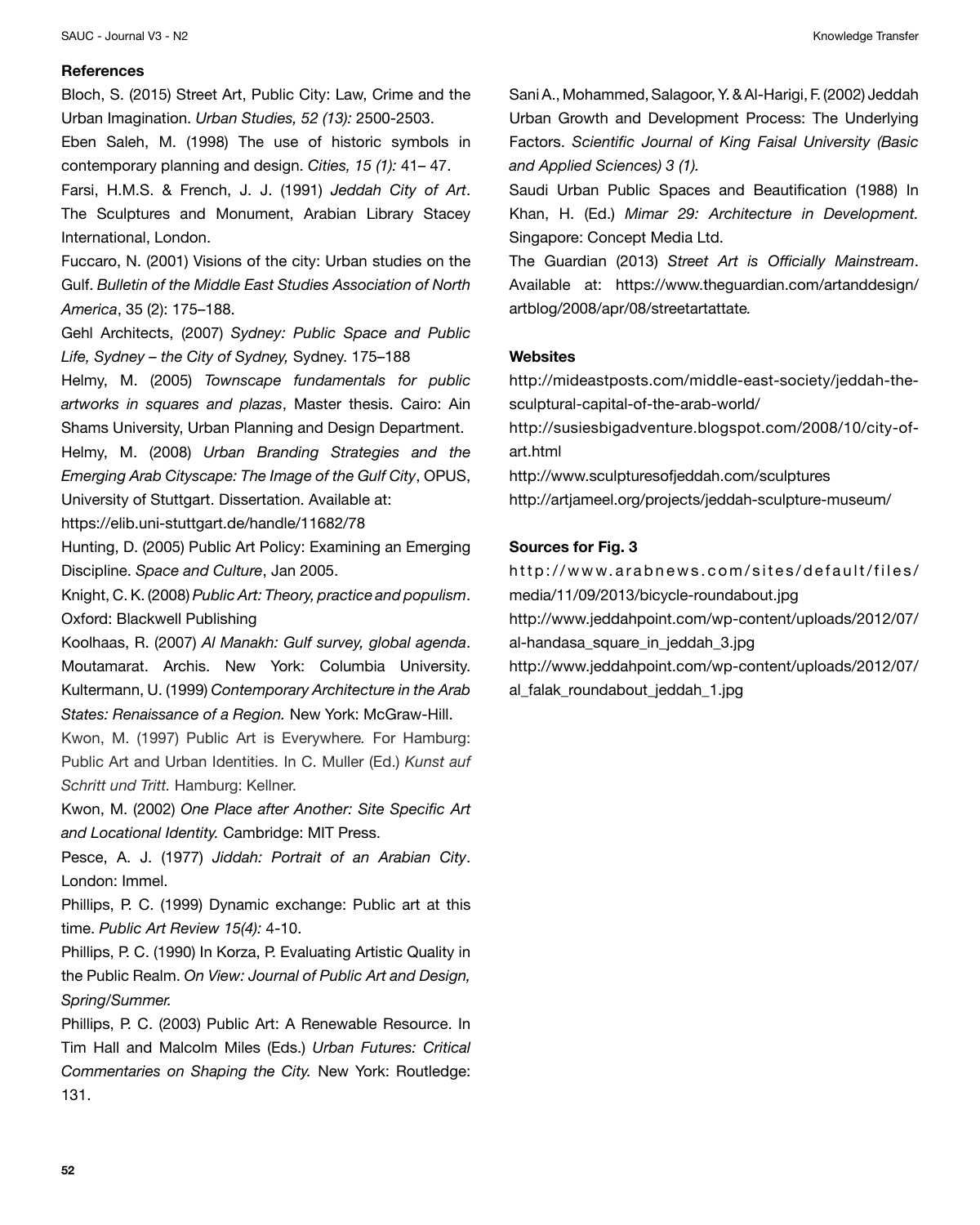### References

Bloch, S. (2015) Street Art, Public City: Law, Crime and the Urban Imagination. *Urban Studies, 52 (13):* 2500-2503.

Eben Saleh, M. (1998) The use of historic symbols in contemporary planning and design. *Cities, 15 (1):* 41– 47.

Farsi, H.M.S. & French, J. J. (1991) *Jeddah City of Art*. The Sculptures and Monument, Arabian Library Stacey International, London.

Fuccaro, N. (2001) Visions of the city: Urban studies on the Gulf. *Bulletin of the Middle East Studies Association of North America*, 35 (2): 175–188.

Gehl Architects, (2007) *Sydney: Public Space and Public Life, Sydney – the City of Sydney,* Sydney. 175–188

Helmy, M. (2005) *Townscape fundamentals for public artworks in squares and plazas*, Master thesis. Cairo: Ain Shams University, Urban Planning and Design Department.

Helmy, M. (2008) *Urban Branding Strategies and the Emerging Arab Cityscape: The Image of the Gulf City*, OPUS, University of Stuttgart. Dissertation. Available at: https://elib.uni-stuttgart.de/handle/11682/78

Hunting, D. (2005) Public Art Policy: Examining an Emerging Discipline. *Space and Culture*, Jan 2005.

Knight, C. K. (2008) *Public Art: Theory, practice and populism*. Oxford: Blackwell Publishing

Koolhaas, R. (2007) *Al Manakh: Gulf survey, global agenda*. Moutamarat. Archis. New York: Columbia University.

Kultermann, U. (1999) *Contemporary Architecture in the Arab States: Renaissance of a Region.* New York: McGraw-Hill.

Kwon, M. (1997) Public Art is Everywhere. For Hamburg: Public Art and Urban Identities. In C. Muller (Ed.) *Kunst auf Schritt und Tritt.* Hamburg: Kellner.

Kwon, M. (2002) *One Place after Another: Site Specific Art and Locational Identity.* Cambridge: MIT Press.

Pesce, A. J. (1977) *Jiddah: Portrait of an Arabian City*. London: Immel.

Phillips, P. C. (1999) Dynamic exchange: Public art at this time. *Public Art Review 15(4):* 4-10.

Phillips, P. C. (1990) In Korza, P. Evaluating Artistic Quality in the Public Realm. *On View: Journal of Public Art and Design, Spring/Summer.*

Phillips, P. C. (2003) Public Art: A Renewable Resource. In Tim Hall and Malcolm Miles (Eds.) *Urban Futures: Critical Commentaries on Shaping the City.* New York: Routledge: 131.

Sani A., Mohammed, Salagoor, Y. & Al-Harigi, F. (2002) Jeddah Urban Growth and Development Process: The Underlying Factors. *Scientific Journal of King Faisal University (Basic and Applied Sciences) 3 (1).*

Saudi Urban Public Spaces and Beautification (1988) In Khan, H. (Ed.) *Mimar 29: Architecture in Development.* Singapore: Concept Media Ltd.

The Guardian (2013) *Street Art is Officially Mainstream*. Available at: https://www.theguardian.com/artanddesign/artblog/2008/apr/08/streetartattate.

### Websites

http://mideastposts.com/middle-east-society/jeddah-the-sculptural-capital-of-the-arab-world/

http://susiesbigadventure.blogspot.com/2008/10/city-of-art.html

http://www.sculpturesofjeddah.com/sculptures

http://artjameel.org/projects/jeddah-sculpture-museum/

### Sources for Fig. 3

http://www.arabnews.com/sites/default/files/media/11/09/2013/bicycle-roundabout.jpg

http://www.jeddahpoint.com/wp-content/uploads/2012/07/al-handasa_square_in_jeddah_3.jpg

http://www.jeddahpoint.com/wp-content/uploads/2012/07/al_falak_roundabout_jeddah_1.jpg